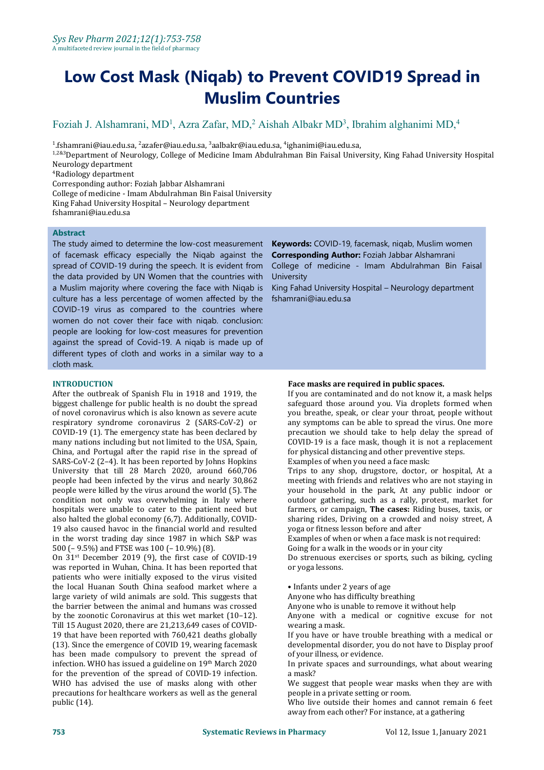# Low Cost Mask (Niqab) to Prevent COVID19 Spread in Muslim Countries

Foziah J. Alshamrani, MD[1], Azra Zafar, MD,[2] Aishah Albakr MD[3], Ibrahim alghanimi MD,[4]

[1].fshamrani@iau.edu.sa, [2]azafer@iau.edu.sa, [3]aalbakr@iau.edu.sa, [4]ighanimi@iau.edu.sa,
[1,2&3]Department of Neurology, College of Medicine Imam Abdulrahman Bin Faisal University, King Fahad University Hospital Neurology department
[4]Radiology department
Corresponding author: Foziah Jabbar Alshamrani
College of medicine - Imam Abdulrahman Bin Faisal University
King Fahad University Hospital – Neurology department
fshamrani@iau.edu.sa

**Abstract**

The study aimed to determine the low-cost measurement of facemask efficacy especially the Niqab against the spread of COVID-19 during the speech. It is evident from the data provided by UN Women that the countries with a Muslim majority where covering the face with Niqab is culture has a less percentage of women affected by the COVID-19 virus as compared to the countries where women do not cover their face with niqab. conclusion: people are looking for low-cost measures for prevention against the spread of Covid-19. A niqab is made up of different types of cloth and works in a similar way to a cloth mask.

**Keywords:** COVID-19, facemask, niqab, Muslim women
**Corresponding Author:** Foziah Jabbar Alshamrani
College of medicine - Imam Abdulrahman Bin Faisal University
King Fahad University Hospital – Neurology department
fshamrani@iau.edu.sa

## INTRODUCTION

After the outbreak of Spanish Flu in 1918 and 1919, the biggest challenge for public health is no doubt the spread of novel coronavirus which is also known as severe acute respiratory syndrome coronavirus 2 (SARS-CoV-2) or COVID-19 (1). The emergency state has been declared by many nations including but not limited to the USA, Spain, China, and Portugal after the rapid rise in the spread of SARS-CoV-2 (2–4). It has been reported by Johns Hopkins University that till 28 March 2020, around 660,706 people had been infected by the virus and nearly 30,862 people were killed by the virus around the world (5). The condition not only was overwhelming in Italy where hospitals were unable to cater to the patient need but also halted the global economy (6,7). Additionally, COVID-19 also caused havoc in the financial world and resulted in the worst trading day since 1987 in which S&P was 500 (– 9.5%) and FTSE was 100 (– 10.9%) (8).

On 31st December 2019 (9), the first case of COVID-19 was reported in Wuhan, China. It has been reported that patients who were initially exposed to the virus visited the local Huanan South China seafood market where a large variety of wild animals are sold. This suggests that the barrier between the animal and humans was crossed by the zoonotic Coronavirus at this wet market (10–12). Till 15 August 2020, there are 21,213,649 cases of COVID-19 that have been reported with 760,421 deaths globally (13). Since the emergence of COVID 19, wearing facemask has been made compulsory to prevent the spread of infection. WHO has issued a guideline on 19th March 2020 for the prevention of the spread of COVID-19 infection. WHO has advised the use of masks along with other precautions for healthcare workers as well as the general public (14).

**Face masks are required in public spaces.**

If you are contaminated and do not know it, a mask helps safeguard those around you. Via droplets formed when you breathe, speak, or clear your throat, people without any symptoms can be able to spread the virus. One more precaution we should take to help delay the spread of COVID-19 is a face mask, though it is not a replacement for physical distancing and other preventive steps.

Examples of when you need a face mask:

Trips to any shop, drugstore, doctor, or hospital, At a meeting with friends and relatives who are not staying in your household in the park, At any public indoor or outdoor gathering, such as a rally, protest, market for farmers, or campaign, **The cases:** Riding buses, taxis, or sharing rides, Driving on a crowded and noisy street, A yoga or fitness lesson before and after

Examples of when or when a face mask is not required:

Going for a walk in the woods or in your city

Do strenuous exercises or sports, such as biking, cycling or yoga lessons.

- Infants under 2 years of age

Anyone who has difficulty breathing

Anyone who is unable to remove it without help

Anyone with a medical or cognitive excuse for not wearing a mask.

If you have or have trouble breathing with a medical or developmental disorder, you do not have to Display proof of your illness, or evidence.

In private spaces and surroundings, what about wearing a mask?

We suggest that people wear masks when they are with people in a private setting or room.

Who live outside their homes and cannot remain 6 feet away from each other? For instance, at a gathering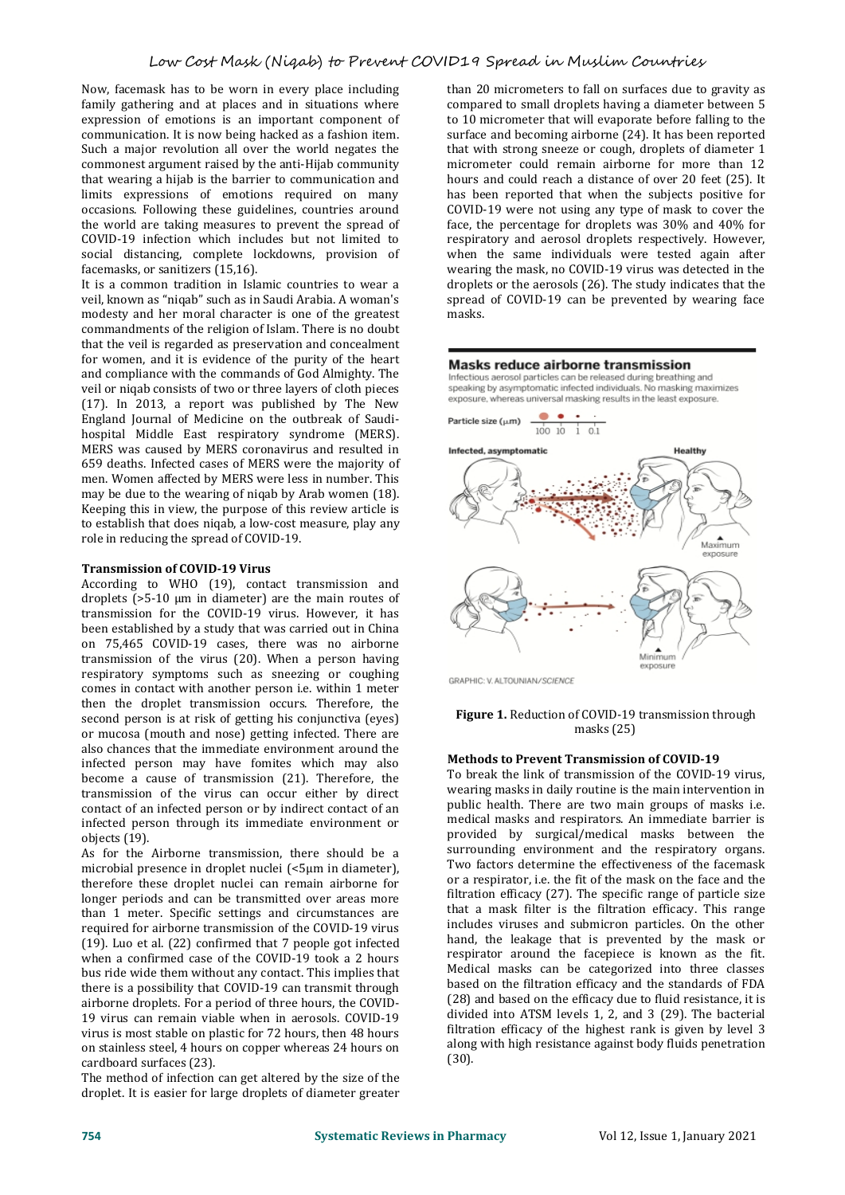Now, facemask has to be worn in every place including family gathering and at places and in situations where expression of emotions is an important component of communication. It is now being hacked as a fashion item. Such a major revolution all over the world negates the commonest argument raised by the anti-Hijab community that wearing a hijab is the barrier to communication and limits expressions of emotions required on many occasions. Following these guidelines, countries around the world are taking measures to prevent the spread of COVID-19 infection which includes but not limited to social distancing, complete lockdowns, provision of facemasks, or sanitizers (15,16).

It is a common tradition in Islamic countries to wear a veil, known as "niqab" such as in Saudi Arabia. A woman's modesty and her moral character is one of the greatest commandments of the religion of Islam. There is no doubt that the veil is regarded as preservation and concealment for women, and it is evidence of the purity of the heart and compliance with the commands of God Almighty. The veil or niqab consists of two or three layers of cloth pieces (17). In 2013, a report was published by The New England Journal of Medicine on the outbreak of Saudi-hospital Middle East respiratory syndrome (MERS). MERS was caused by MERS coronavirus and resulted in 659 deaths. Infected cases of MERS were the majority of men. Women affected by MERS were less in number. This may be due to the wearing of niqab by Arab women (18). Keeping this in view, the purpose of this review article is to establish that does niqab, a low-cost measure, play any role in reducing the spread of COVID-19.

## Transmission of COVID-19 Virus

According to WHO (19), contact transmission and droplets (>5-10 μm in diameter) are the main routes of transmission for the COVID-19 virus. However, it has been established by a study that was carried out in China on 75,465 COVID-19 cases, there was no airborne transmission of the virus (20). When a person having respiratory symptoms such as sneezing or coughing comes in contact with another person i.e. within 1 meter then the droplet transmission occurs. Therefore, the second person is at risk of getting his conjunctiva (eyes) or mucosa (mouth and nose) getting infected. There are also chances that the immediate environment around the infected person may have fomites which may also become a cause of transmission (21). Therefore, the transmission of the virus can occur either by direct contact of an infected person or by indirect contact of an infected person through its immediate environment or objects (19).

As for the Airborne transmission, there should be a microbial presence in droplet nuclei (<5μm in diameter), therefore these droplet nuclei can remain airborne for longer periods and can be transmitted over areas more than 1 meter. Specific settings and circumstances are required for airborne transmission of the COVID-19 virus (19). Luo et al. (22) confirmed that 7 people got infected when a confirmed case of the COVID-19 took a 2 hours bus ride wide them without any contact. This implies that there is a possibility that COVID-19 can transmit through airborne droplets. For a period of three hours, the COVID-19 virus can remain viable when in aerosols. COVID-19 virus is most stable on plastic for 72 hours, then 48 hours on stainless steel, 4 hours on copper whereas 24 hours on cardboard surfaces (23).

The method of infection can get altered by the size of the droplet. It is easier for large droplets of diameter greater than 20 micrometers to fall on surfaces due to gravity as compared to small droplets having a diameter between 5 to 10 micrometer that will evaporate before falling to the surface and becoming airborne (24). It has been reported that with strong sneeze or cough, droplets of diameter 1 micrometer could remain airborne for more than 12 hours and could reach a distance of over 20 feet (25). It has been reported that when the subjects positive for COVID-19 were not using any type of mask to cover the face, the percentage for droplets was 30% and 40% for respiratory and aerosol droplets respectively. However, when the same individuals were tested again after wearing the mask, no COVID-19 virus was detected in the droplets or the aerosols (26). The study indicates that the spread of COVID-19 can be prevented by wearing face masks.

**Masks reduce airborne transmission**

Infectious aerosol particles can be released during breathing and speaking by asymptomatic infected individuals. No masking maximizes exposure, whereas universal masking results in the least exposure.

Particle size (μm) 100 10 1 0.1

Infected, asymptomatic — Healthy — Maximum exposure

Minimum exposure

GRAPHIC: V. ALTOUNIAN/*SCIENCE*

**Figure 1.** Reduction of COVID-19 transmission through masks (25)

## Methods to Prevent Transmission of COVID-19

To break the link of transmission of the COVID-19 virus, wearing masks in daily routine is the main intervention in public health. There are two main groups of masks i.e. medical masks and respirators. An immediate barrier is provided by surgical/medical masks between the surrounding environment and the respiratory organs. Two factors determine the effectiveness of the facemask or a respirator, i.e. the fit of the mask on the face and the filtration efficacy (27). The specific range of particle size that a mask filter is the filtration efficacy. This range includes viruses and submicron particles. On the other hand, the leakage that is prevented by the mask or respirator around the facepiece is known as the fit. Medical masks can be categorized into three classes based on the filtration efficacy and the standards of FDA (28) and based on the efficacy due to fluid resistance, it is divided into ATSM levels 1, 2, and 3 (29). The bacterial filtration efficacy of the highest rank is given by level 3 along with high resistance against body fluids penetration (30).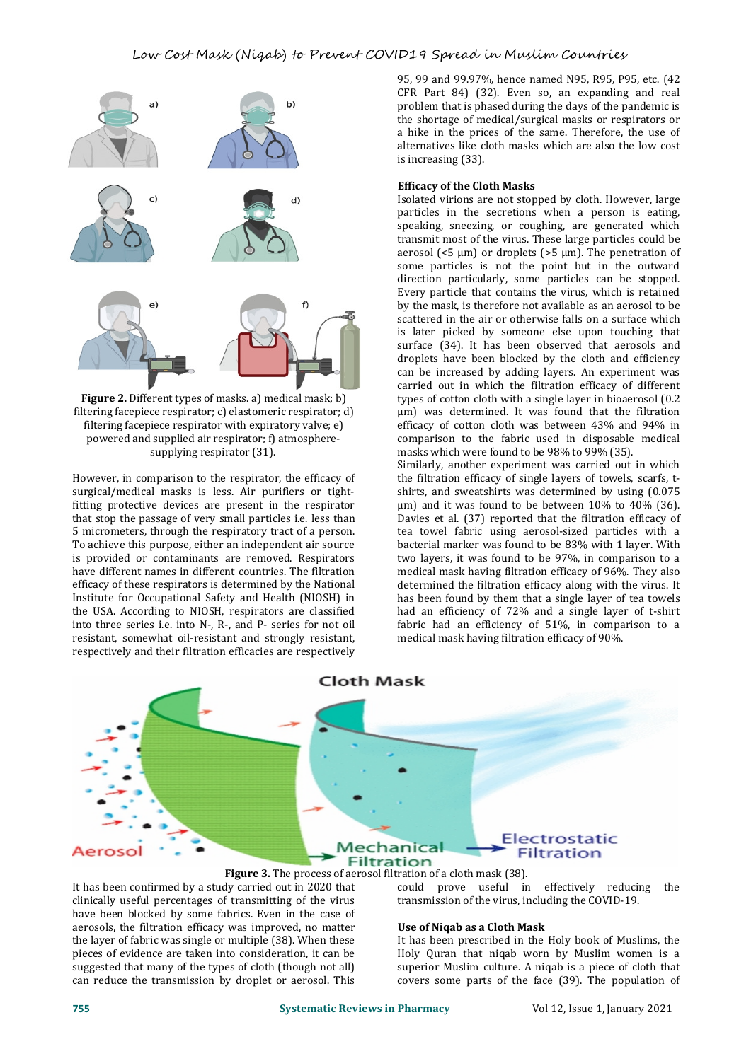Figure 2. Different types of masks. a) medical mask; b) filtering facepiece respirator; c) elastomeric respirator; d) filtering facepiece respirator with expiratory valve; e) powered and supplied air respirator; f) atmosphere-supplying respirator (31).

However, in comparison to the respirator, the efficacy of surgical/medical masks is less. Air purifiers or tight-fitting protective devices are present in the respirator that stop the passage of very small particles i.e. less than 5 micrometers, through the respiratory tract of a person. To achieve this purpose, either an independent air source is provided or contaminants are removed. Respirators have different names in different countries. The filtration efficacy of these respirators is determined by the National Institute for Occupational Safety and Health (NIOSH) in the USA. According to NIOSH, respirators are classified into three series i.e. into N-, R-, and P- series for not oil resistant, somewhat oil-resistant and strongly resistant, respectively and their filtration efficacies are respectively 95, 99 and 99.97%, hence named N95, R95, P95, etc. (42 CFR Part 84) (32). Even so, an expanding and real problem that is phased during the days of the pandemic is the shortage of medical/surgical masks or respirators or a hike in the prices of the same. Therefore, the use of alternatives like cloth masks which are also the low cost is increasing (33).

**Efficacy of the Cloth Masks**

Isolated virions are not stopped by cloth. However, large particles in the secretions when a person is eating, speaking, sneezing, or coughing, are generated which transmit most of the virus. These large particles could be aerosol (<5 µm) or droplets (>5 µm). The penetration of some particles is not the point but in the outward direction particularly, some particles can be stopped. Every particle that contains the virus, which is retained by the mask, is therefore not available as an aerosol to be scattered in the air or otherwise falls on a surface which is later picked by someone else upon touching that surface (34). It has been observed that aerosols and droplets have been blocked by the cloth and efficiency can be increased by adding layers. An experiment was carried out in which the filtration efficacy of different types of cotton cloth with a single layer in bioaerosol (0.2 µm) was determined. It was found that the filtration efficacy of cotton cloth was between 43% and 94% in comparison to the fabric used in disposable medical masks which were found to be 98% to 99% (35).

Similarly, another experiment was carried out in which the filtration efficacy of single layers of towels, scarfs, t-shirts, and sweatshirts was determined by using (0.075 µm) and it was found to be between 10% to 40% (36). Davies et al. (37) reported that the filtration efficacy of tea towel fabric using aerosol-sized particles with a bacterial marker was found to be 83% with 1 layer. With two layers, it was found to be 97%, in comparison to a medical mask having filtration efficacy of 96%. They also determined the filtration efficacy along with the virus. It has been found by them that a single layer of tea towels had an efficiency of 72% and a single layer of t-shirt fabric had an efficiency of 51%, in comparison to a medical mask having filtration efficacy of 90%.

Figure 3. The process of aerosol filtration of a cloth mask (38).

It has been confirmed by a study carried out in 2020 that clinically useful percentages of transmitting of the virus have been blocked by some fabrics. Even in the case of aerosols, the filtration efficacy was improved, no matter the layer of fabric was single or multiple (38). When these pieces of evidence are taken into consideration, it can be suggested that many of the types of cloth (though not all) can reduce the transmission by droplet or aerosol. This could prove useful in effectively reducing the transmission of the virus, including the COVID-19.

**Use of Niqab as a Cloth Mask**

It has been prescribed in the Holy book of Muslims, the Holy Quran that niqab worn by Muslim women is a superior Muslim culture. A niqab is a piece of cloth that covers some parts of the face (39). The population of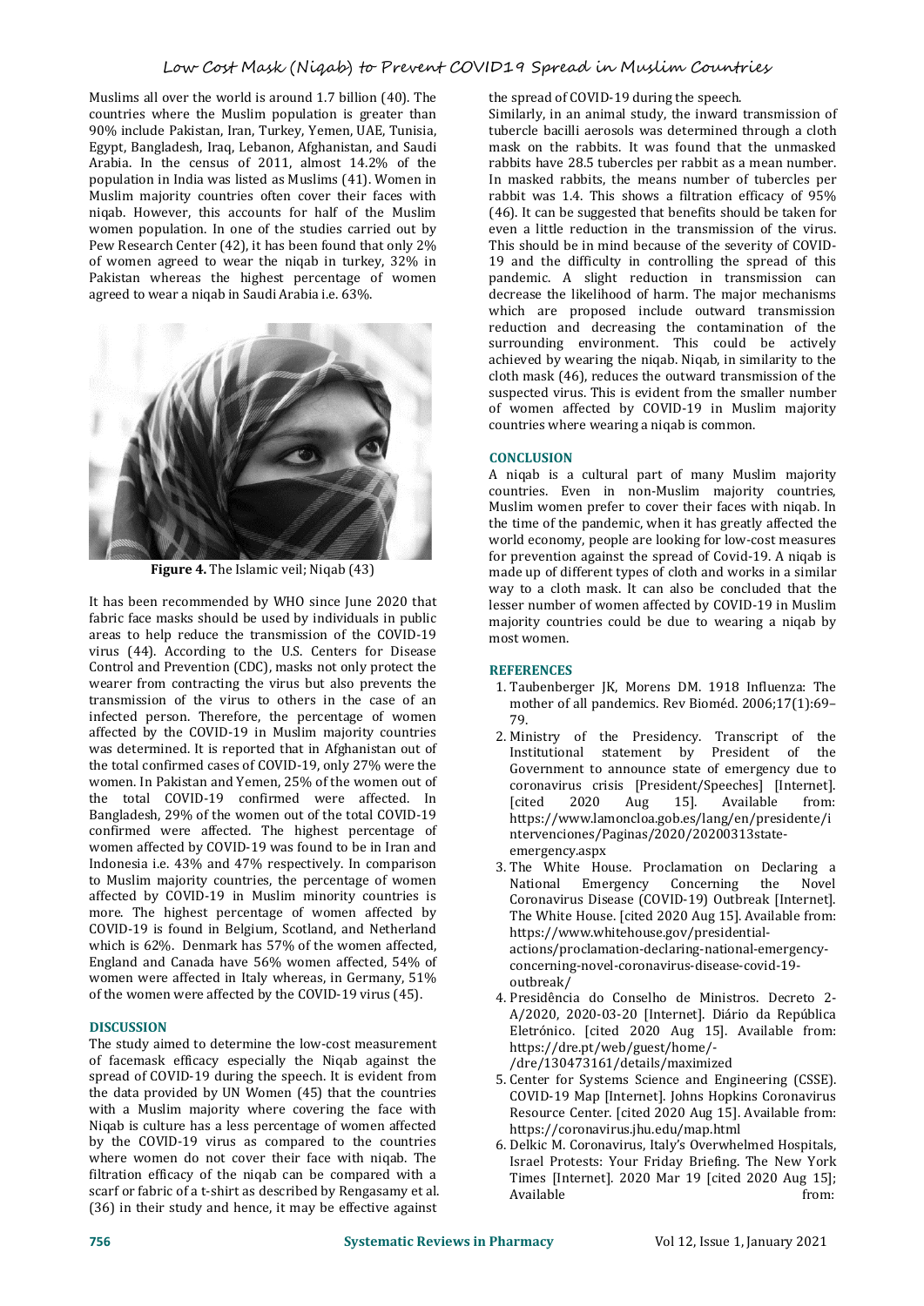Muslims all over the world is around 1.7 billion (40). The countries where the Muslim population is greater than 90% include Pakistan, Iran, Turkey, Yemen, UAE, Tunisia, Egypt, Bangladesh, Iraq, Lebanon, Afghanistan, and Saudi Arabia. In the census of 2011, almost 14.2% of the population in India was listed as Muslims (41). Women in Muslim majority countries often cover their faces with niqab. However, this accounts for half of the Muslim women population. In one of the studies carried out by Pew Research Center (42), it has been found that only 2% of women agreed to wear the niqab in turkey, 32% in Pakistan whereas the highest percentage of women agreed to wear a niqab in Saudi Arabia i.e. 63%.

**Figure 4.** The Islamic veil; Niqab (43)

It has been recommended by WHO since June 2020 that fabric face masks should be used by individuals in public areas to help reduce the transmission of the COVID-19 virus (44). According to the U.S. Centers for Disease Control and Prevention (CDC), masks not only protect the wearer from contracting the virus but also prevents the transmission of the virus to others in the case of an infected person. Therefore, the percentage of women affected by the COVID-19 in Muslim majority countries was determined. It is reported that in Afghanistan out of the total confirmed cases of COVID-19, only 27% were the women. In Pakistan and Yemen, 25% of the women out of the total COVID-19 confirmed were affected. In Bangladesh, 29% of the women out of the total COVID-19 confirmed were affected. The highest percentage of women affected by COVID-19 was found to be in Iran and Indonesia i.e. 43% and 47% respectively. In comparison to Muslim majority countries, the percentage of women affected by COVID-19 in Muslim minority countries is more. The highest percentage of women affected by COVID-19 is found in Belgium, Scotland, and Netherland which is 62%. Denmark has 57% of the women affected, England and Canada have 56% women affected, 54% of women were affected in Italy whereas, in Germany, 51% of the women were affected by the COVID-19 virus (45).

## DISCUSSION

The study aimed to determine the low-cost measurement of facemask efficacy especially the Niqab against the spread of COVID-19 during the speech. It is evident from the data provided by UN Women (45) that the countries with a Muslim majority where covering the face with Niqab is culture has a less percentage of women affected by the COVID-19 virus as compared to the countries where women do not cover their face with niqab. The filtration efficacy of the niqab can be compared with a scarf or fabric of a t-shirt as described by Rengasamy et al. (36) in their study and hence, it may be effective against the spread of COVID-19 during the speech.

Similarly, in an animal study, the inward transmission of tubercle bacilli aerosols was determined through a cloth mask on the rabbits. It was found that the unmasked rabbits have 28.5 tubercles per rabbit as a mean number. In masked rabbits, the means number of tubercles per rabbit was 1.4. This shows a filtration efficacy of 95% (46). It can be suggested that benefits should be taken for even a little reduction in the transmission of the virus. This should be in mind because of the severity of COVID-19 and the difficulty in controlling the spread of this pandemic. A slight reduction in transmission can decrease the likelihood of harm. The major mechanisms which are proposed include outward transmission reduction and decreasing the contamination of the surrounding environment. This could be actively achieved by wearing the niqab. Niqab, in similarity to the cloth mask (46), reduces the outward transmission of the suspected virus. This is evident from the smaller number of women affected by COVID-19 in Muslim majority countries where wearing a niqab is common.

## CONCLUSION

A niqab is a cultural part of many Muslim majority countries. Even in non-Muslim majority countries, Muslim women prefer to cover their faces with niqab. In the time of the pandemic, when it has greatly affected the world economy, people are looking for low-cost measures for prevention against the spread of Covid-19. A niqab is made up of different types of cloth and works in a similar way to a cloth mask. It can also be concluded that the lesser number of women affected by COVID-19 in Muslim majority countries could be due to wearing a niqab by most women.

## REFERENCES

1. Taubenberger JK, Morens DM. 1918 Influenza: The mother of all pandemics. Rev Bioméd. 2006;17(1):69–79.
2. Ministry of the Presidency. Transcript of the Institutional statement by President of the Government to announce state of emergency due to coronavirus crisis [President/Speeches] [Internet]. [cited 2020 Aug 15]. Available from: https://www.lamoncloa.gob.es/lang/en/presidente/intervenciones/Paginas/2020/20200313state-emergency.aspx
3. The White House. Proclamation on Declaring a National Emergency Concerning the Novel Coronavirus Disease (COVID-19) Outbreak [Internet]. The White House. [cited 2020 Aug 15]. Available from: https://www.whitehouse.gov/presidential-actions/proclamation-declaring-national-emergency-concerning-novel-coronavirus-disease-covid-19-outbreak/
4. Presidência do Conselho de Ministros. Decreto 2-A/2020, 2020-03-20 [Internet]. Diário da República Eletrónico. [cited 2020 Aug 15]. Available from: https://dre.pt/web/guest/home/-/dre/130473161/details/maximized
5. Center for Systems Science and Engineering (CSSE). COVID-19 Map [Internet]. Johns Hopkins Coronavirus Resource Center. [cited 2020 Aug 15]. Available from: https://coronavirus.jhu.edu/map.html
6. Delkic M. Coronavirus, Italy's Overwhelmed Hospitals, Israel Protests: Your Friday Briefing. The New York Times [Internet]. 2020 Mar 19 [cited 2020 Aug 15]; Available from: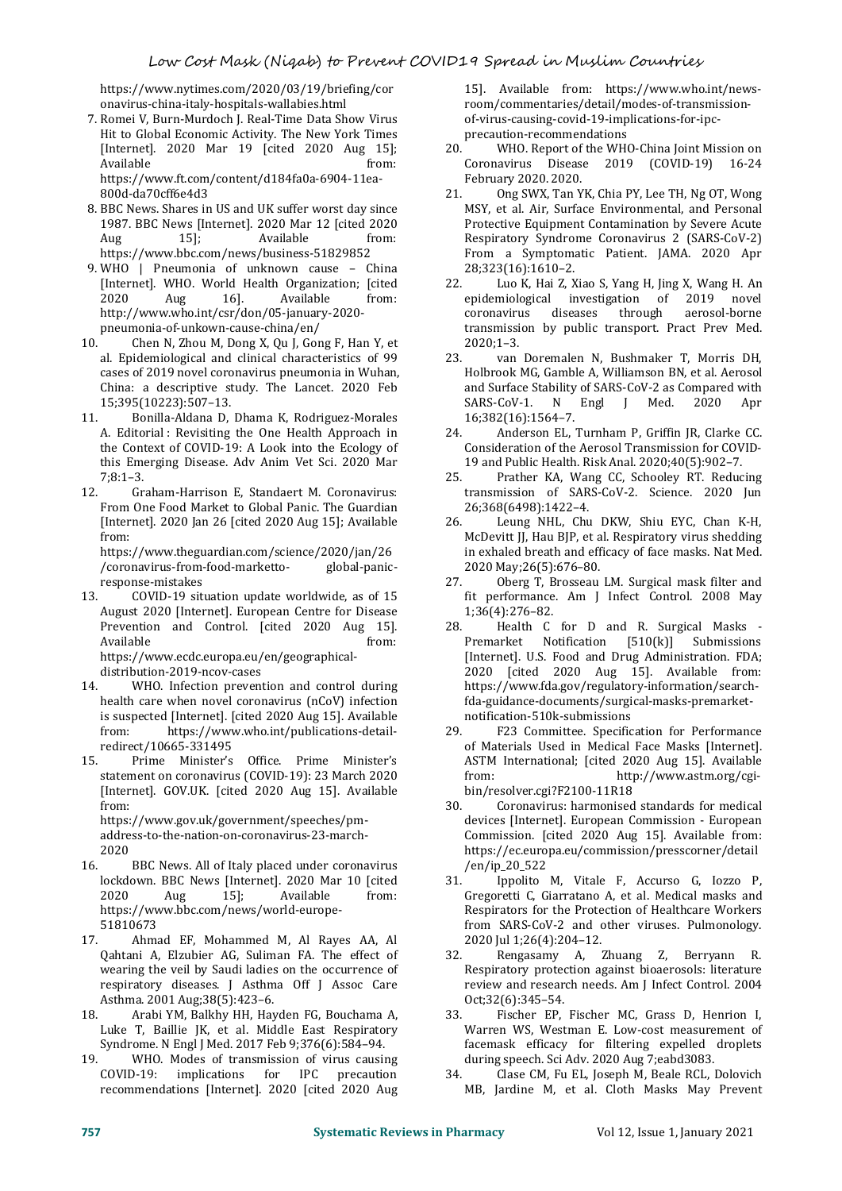https://www.nytimes.com/2020/03/19/briefing/coronavirus-china-italy-hospitals-wallabies.html

7. Romei V, Burn-Murdoch J. Real-Time Data Show Virus Hit to Global Economic Activity. The New York Times [Internet]. 2020 Mar 19 [cited 2020 Aug 15]; Available from: https://www.ft.com/content/d184fa0a-6904-11ea-800d-da70cff6e4d3
8. BBC News. Shares in US and UK suffer worst day since 1987. BBC News [Internet]. 2020 Mar 12 [cited 2020 Aug 15]; Available from: https://www.bbc.com/news/business-51829852
9. WHO | Pneumonia of unknown cause – China [Internet]. WHO. World Health Organization; [cited 2020 Aug 16]. Available from: http://www.who.int/csr/don/05-january-2020-pneumonia-of-unkown-cause-china/en/
10. Chen N, Zhou M, Dong X, Qu J, Gong F, Han Y, et al. Epidemiological and clinical characteristics of 99 cases of 2019 novel coronavirus pneumonia in Wuhan, China: a descriptive study. The Lancet. 2020 Feb 15;395(10223):507–13.
11. Bonilla-Aldana D, Dhama K, Rodriguez-Morales A. Editorial : Revisiting the One Health Approach in the Context of COVID-19: A Look into the Ecology of this Emerging Disease. Adv Anim Vet Sci. 2020 Mar 7;8:1–3.
12. Graham-Harrison E, Standaert M. Coronavirus: From One Food Market to Global Panic. The Guardian [Internet]. 2020 Jan 26 [cited 2020 Aug 15]; Available from: https://www.theguardian.com/science/2020/jan/26/coronavirus-from-food-marketto- global-panic-response-mistakes
13. COVID-19 situation update worldwide, as of 15 August 2020 [Internet]. European Centre for Disease Prevention and Control. [cited 2020 Aug 15]. Available from: https://www.ecdc.europa.eu/en/geographical-distribution-2019-ncov-cases
14. WHO. Infection prevention and control during health care when novel coronavirus (nCoV) infection is suspected [Internet]. [cited 2020 Aug 15]. Available from: https://www.who.int/publications-detail-redirect/10665-331495
15. Prime Minister's Office. Prime Minister's statement on coronavirus (COVID-19): 23 March 2020 [Internet]. GOV.UK. [cited 2020 Aug 15]. Available from: https://www.gov.uk/government/speeches/pm-address-to-the-nation-on-coronavirus-23-march-2020
16. BBC News. All of Italy placed under coronavirus lockdown. BBC News [Internet]. 2020 Mar 10 [cited 2020 Aug 15]; Available from: https://www.bbc.com/news/world-europe-51810673
17. Ahmad EF, Mohammed M, Al Rayes AA, Al Qahtani A, Elzubier AG, Suliman FA. The effect of wearing the veil by Saudi ladies on the occurrence of respiratory diseases. J Asthma Off J Assoc Care Asthma. 2001 Aug;38(5):423–6.
18. Arabi YM, Balkhy HH, Hayden FG, Bouchama A, Luke T, Baillie JK, et al. Middle East Respiratory Syndrome. N Engl J Med. 2017 Feb 9;376(6):584–94.
19. WHO. Modes of transmission of virus causing COVID-19: implications for IPC precaution recommendations [Internet]. 2020 [cited 2020 Aug 15]. Available from: https://www.who.int/news-room/commentaries/detail/modes-of-transmission-of-virus-causing-covid-19-implications-for-ipc-precaution-recommendations
20. WHO. Report of the WHO-China Joint Mission on Coronavirus Disease 2019 (COVID-19) 16-24 February 2020. 2020.
21. Ong SWX, Tan YK, Chia PY, Lee TH, Ng OT, Wong MSY, et al. Air, Surface Environmental, and Personal Protective Equipment Contamination by Severe Acute Respiratory Syndrome Coronavirus 2 (SARS-CoV-2) From a Symptomatic Patient. JAMA. 2020 Apr 28;323(16):1610–2.
22. Luo K, Hai Z, Xiao S, Yang H, Jing X, Wang H. An epidemiological investigation of 2019 novel coronavirus diseases through aerosol-borne transmission by public transport. Pract Prev Med. 2020;1–3.
23. van Doremalen N, Bushmaker T, Morris DH, Holbrook MG, Gamble A, Williamson BN, et al. Aerosol and Surface Stability of SARS-CoV-2 as Compared with SARS-CoV-1. N Engl J Med. 2020 Apr 16;382(16):1564–7.
24. Anderson EL, Turnham P, Griffin JR, Clarke CC. Consideration of the Aerosol Transmission for COVID-19 and Public Health. Risk Anal. 2020;40(5):902–7.
25. Prather KA, Wang CC, Schooley RT. Reducing transmission of SARS-CoV-2. Science. 2020 Jun 26;368(6498):1422–4.
26. Leung NHL, Chu DKW, Shiu EYC, Chan K-H, McDevitt JJ, Hau BJP, et al. Respiratory virus shedding in exhaled breath and efficacy of face masks. Nat Med. 2020 May;26(5):676–80.
27. Oberg T, Brosseau LM. Surgical mask filter and fit performance. Am J Infect Control. 2008 May 1;36(4):276–82.
28. Health C for D and R. Surgical Masks - Premarket Notification [510(k)] Submissions [Internet]. U.S. Food and Drug Administration. FDA; 2020 [cited 2020 Aug 15]. Available from: https://www.fda.gov/regulatory-information/search-fda-guidance-documents/surgical-masks-premarket-notification-510k-submissions
29. F23 Committee. Specification for Performance of Materials Used in Medical Face Masks [Internet]. ASTM International; [cited 2020 Aug 15]. Available from: http://www.astm.org/cgi-bin/resolver.cgi?F2100-11R18
30. Coronavirus: harmonised standards for medical devices [Internet]. European Commission - European Commission. [cited 2020 Aug 15]. Available from: https://ec.europa.eu/commission/presscorner/detail/en/ip_20_522
31. Ippolito M, Vitale F, Accurso G, Iozzo P, Gregoretti C, Giarratano A, et al. Medical masks and Respirators for the Protection of Healthcare Workers from SARS-CoV-2 and other viruses. Pulmonology. 2020 Jul 1;26(4):204–12.
32. Rengasamy A, Zhuang Z, Berryann R. Respiratory protection against bioaerosols: literature review and research needs. Am J Infect Control. 2004 Oct;32(6):345–54.
33. Fischer EP, Fischer MC, Grass D, Henrion I, Warren WS, Westman E. Low-cost measurement of facemask efficacy for filtering expelled droplets during speech. Sci Adv. 2020 Aug 7;eabd3083.
34. Clase CM, Fu EL, Joseph M, Beale RCL, Dolovich MB, Jardine M, et al. Cloth Masks May Prevent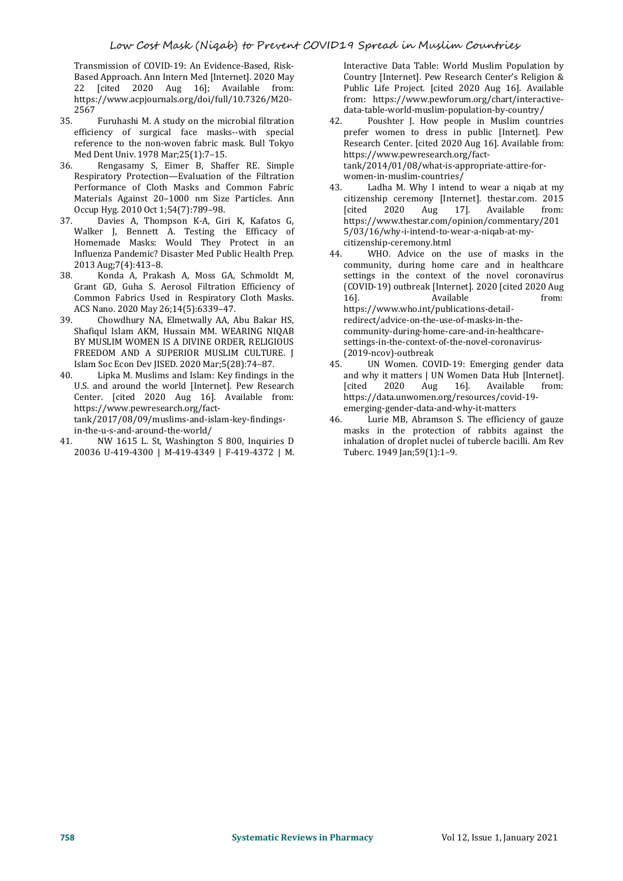Transmission of COVID-19: An Evidence-Based, Risk-Based Approach. Ann Intern Med [Internet]. 2020 May 22 [cited 2020 Aug 16]; Available from: https://www.acpjournals.org/doi/full/10.7326/M20-2567

35. Furuhashi M. A study on the microbial filtration efficiency of surgical face masks--with special reference to the non-woven fabric mask. Bull Tokyo Med Dent Univ. 1978 Mar;25(1):7–15.
36. Rengasamy S, Eimer B, Shaffer RE. Simple Respiratory Protection—Evaluation of the Filtration Performance of Cloth Masks and Common Fabric Materials Against 20–1000 nm Size Particles. Ann Occup Hyg. 2010 Oct 1;54(7):789–98.
37. Davies A, Thompson K-A, Giri K, Kafatos G, Walker J, Bennett A. Testing the Efficacy of Homemade Masks: Would They Protect in an Influenza Pandemic? Disaster Med Public Health Prep. 2013 Aug;7(4):413–8.
38. Konda A, Prakash A, Moss GA, Schmoldt M, Grant GD, Guha S. Aerosol Filtration Efficiency of Common Fabrics Used in Respiratory Cloth Masks. ACS Nano. 2020 May 26;14(5):6339–47.
39. Chowdhury NA, Elmetwally AA, Abu Bakar HS, Shafiqul Islam AKM, Hussain MM. WEARING NIQAB BY MUSLIM WOMEN IS A DIVINE ORDER, RELIGIOUS FREEDOM AND A SUPERIOR MUSLIM CULTURE. J Islam Soc Econ Dev JISED. 2020 Mar;5(28):74–87.
40. Lipka M. Muslims and Islam: Key findings in the U.S. and around the world [Internet]. Pew Research Center. [cited 2020 Aug 16]. Available from: https://www.pewresearch.org/fact-tank/2017/08/09/muslims-and-islam-key-findings-in-the-u-s-and-around-the-world/
41. NW 1615 L. St, Washington S 800, Inquiries D 20036 U-419-4300 | M-419-4349 | F-419-4372 | M. Interactive Data Table: World Muslim Population by Country [Internet]. Pew Research Center's Religion & Public Life Project. [cited 2020 Aug 16]. Available from: https://www.pewforum.org/chart/interactive-data-table-world-muslim-population-by-country/
42. Poushter J. How people in Muslim countries prefer women to dress in public [Internet]. Pew Research Center. [cited 2020 Aug 16]. Available from: https://www.pewresearch.org/fact-tank/2014/01/08/what-is-appropriate-attire-for-women-in-muslim-countries/
43. Ladha M. Why I intend to wear a niqab at my citizenship ceremony [Internet]. thestar.com. 2015 [cited 2020 Aug 17]. Available from: https://www.thestar.com/opinion/commentary/2015/03/16/why-i-intend-to-wear-a-niqab-at-my-citizenship-ceremony.html
44. WHO. Advice on the use of masks in the community, during home care and in healthcare settings in the context of the novel coronavirus (COVID-19) outbreak [Internet]. 2020 [cited 2020 Aug 16]. Available from: https://www.who.int/publications-detail-redirect/advice-on-the-use-of-masks-in-the-community-during-home-care-and-in-healthcare-settings-in-the-context-of-the-novel-coronavirus-(2019-ncov)-outbreak
45. UN Women. COVID-19: Emerging gender data and why it matters | UN Women Data Hub [Internet]. [cited 2020 Aug 16]. Available from: https://data.unwomen.org/resources/covid-19-emerging-gender-data-and-why-it-matters
46. Lurie MB, Abramson S. The efficiency of gauze masks in the protection of rabbits against the inhalation of droplet nuclei of tubercle bacilli. Am Rev Tuberc. 1949 Jan;59(1):1–9.